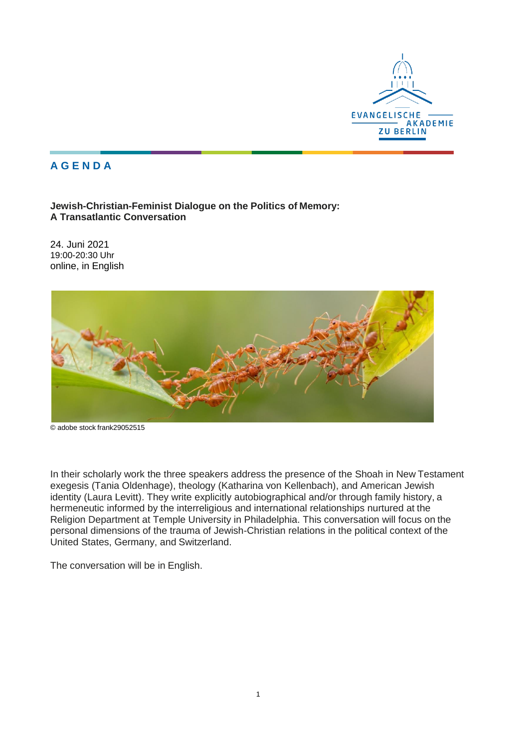# AGENDA

**Jewish-Christian-Feminist Dialogue on the Politics of Memory:**
**A Transatlantic Conversation**

24. Juni 2021
19:00-20:30 Uhr
online, in English

© adobe stock frank29052515

In their scholarly work the three speakers address the presence of the Shoah in New Testament exegesis (Tania Oldenhage), theology (Katharina von Kellenbach), and American Jewish identity (Laura Levitt). They write explicitly autobiographical and/or through family history, a hermeneutic informed by the interreligious and international relationships nurtured at the Religion Department at Temple University in Philadelphia. This conversation will focus on the personal dimensions of the trauma of Jewish-Christian relations in the political context of the United States, Germany, and Switzerland.

The conversation will be in English.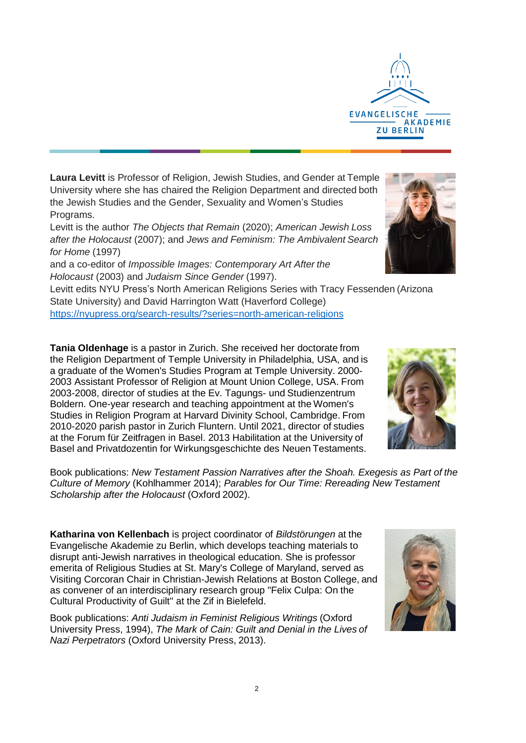**Laura Levitt** is Professor of Religion, Jewish Studies, and Gender at Temple University where she has chaired the Religion Department and directed both the Jewish Studies and the Gender, Sexuality and Women's Studies Programs.

Levitt is the author *The Objects that Remain* (2020); *American Jewish Loss after the Holocaust* (2007); and *Jews and Feminism: The Ambivalent Search for Home* (1997) and a co-editor of *Impossible Images: Contemporary Art After the Holocaust* (2003) and *Judaism Since Gender* (1997).

Levitt edits NYU Press's North American Religions Series with Tracy Fessenden (Arizona State University) and David Harrington Watt (Haverford College) https://nyupress.org/search-results/?series=north-american-religions

**Tania Oldenhage** is a pastor in Zurich. She received her doctorate from the Religion Department of Temple University in Philadelphia, USA, and is a graduate of the Women's Studies Program at Temple University. 2000-2003 Assistant Professor of Religion at Mount Union College, USA. From 2003-2008, director of studies at the Ev. Tagungs- und Studienzentrum Boldern. One-year research and teaching appointment at the Women's Studies in Religion Program at Harvard Divinity School, Cambridge. From 2010-2020 parish pastor in Zurich Fluntern. Until 2021, director of studies at the Forum für Zeitfragen in Basel. 2013 Habilitation at the University of Basel and Privatdozentin for Wirkungsgeschichte des Neuen Testaments.

Book publications: *New Testament Passion Narratives after the Shoah. Exegesis as Part of the Culture of Memory* (Kohlhammer 2014); *Parables for Our Time: Rereading New Testament Scholarship after the Holocaust* (Oxford 2002).

**Katharina von Kellenbach** is project coordinator of *Bildstörungen* at the Evangelische Akademie zu Berlin, which develops teaching materials to disrupt anti-Jewish narratives in theological education. She is professor emerita of Religious Studies at St. Mary's College of Maryland, served as Visiting Corcoran Chair in Christian-Jewish Relations at Boston College, and as convener of an interdisciplinary research group "Felix Culpa: On the Cultural Productivity of Guilt" at the Zif in Bielefeld.

Book publications: *Anti Judaism in Feminist Religious Writings* (Oxford University Press, 1994), *The Mark of Cain: Guilt and Denial in the Lives of Nazi Perpetrators* (Oxford University Press, 2013).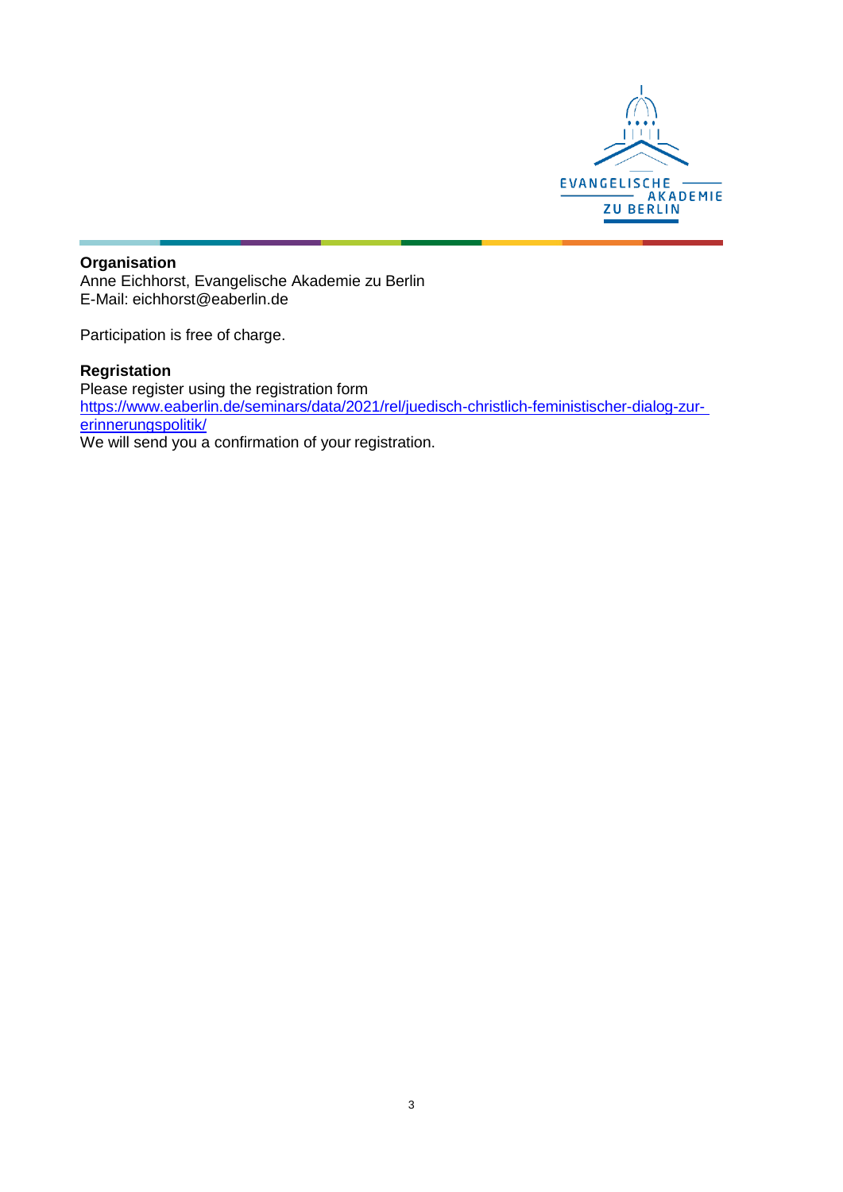**Organisation**
Anne Eichhorst, Evangelische Akademie zu Berlin
E-Mail: eichhorst@eaberlin.de

Participation is free of charge.

**Regristation**
Please register using the registration form
https://www.eaberlin.de/seminars/data/2021/rel/juedisch-christlich-feministischer-dialog-zur-erinnerungspolitik/
We will send you a confirmation of your registration.